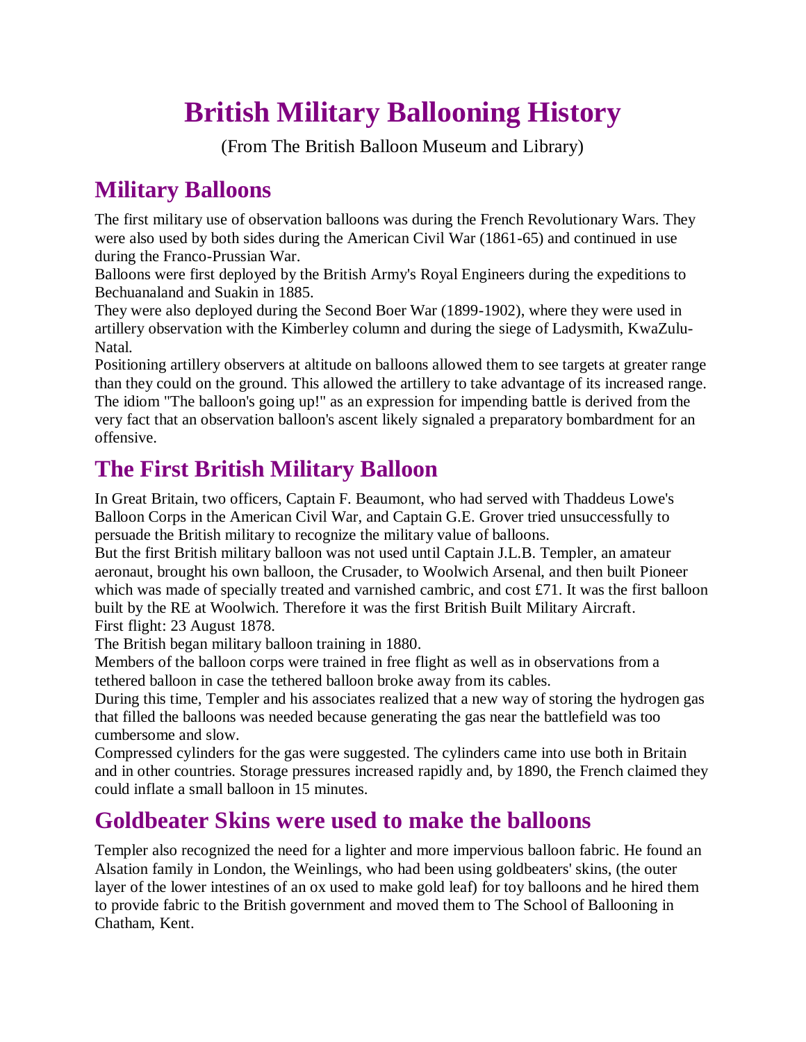# British Military Ballooning History

(From The British Balloon Museum and Library)

## Military Balloons

The first military use of observation balloons was during the French Revolutionary Wars. They were also used by both sides during the American Civil War (1861-65) and continued in use during the Franco-Prussian War.

Balloons were first deployed by the British Army's Royal Engineers during the expeditions to Bechuanaland and Suakin in 1885.

They were also deployed during the Second Boer War (1899-1902), where they were used in artillery observation with the Kimberley column and during the siege of Ladysmith, KwaZulu-Natal.

Positioning artillery observers at altitude on balloons allowed them to see targets at greater range than they could on the ground. This allowed the artillery to take advantage of its increased range. The idiom "The balloon's going up!" as an expression for impending battle is derived from the very fact that an observation balloon's ascent likely signaled a preparatory bombardment for an offensive.

## The First British Military Balloon

In Great Britain, two officers, Captain F. Beaumont, who had served with Thaddeus Lowe's Balloon Corps in the American Civil War, and Captain G.E. Grover tried unsuccessfully to persuade the British military to recognize the military value of balloons.

But the first British military balloon was not used until Captain J.L.B. Templer, an amateur aeronaut, brought his own balloon, the Crusader, to Woolwich Arsenal, and then built Pioneer which was made of specially treated and varnished cambric, and cost £71. It was the first balloon built by the RE at Woolwich. Therefore it was the first British Built Military Aircraft.

First flight: 23 August 1878.

The British began military balloon training in 1880.

Members of the balloon corps were trained in free flight as well as in observations from a tethered balloon in case the tethered balloon broke away from its cables.

During this time, Templer and his associates realized that a new way of storing the hydrogen gas that filled the balloons was needed because generating the gas near the battlefield was too cumbersome and slow.

Compressed cylinders for the gas were suggested. The cylinders came into use both in Britain and in other countries. Storage pressures increased rapidly and, by 1890, the French claimed they could inflate a small balloon in 15 minutes.

## Goldbeater Skins were used to make the balloons

Templer also recognized the need for a lighter and more impervious balloon fabric. He found an Alsation family in London, the Weinlings, who had been using goldbeaters' skins, (the outer layer of the lower intestines of an ox used to make gold leaf) for toy balloons and he hired them to provide fabric to the British government and moved them to The School of Ballooning in Chatham, Kent.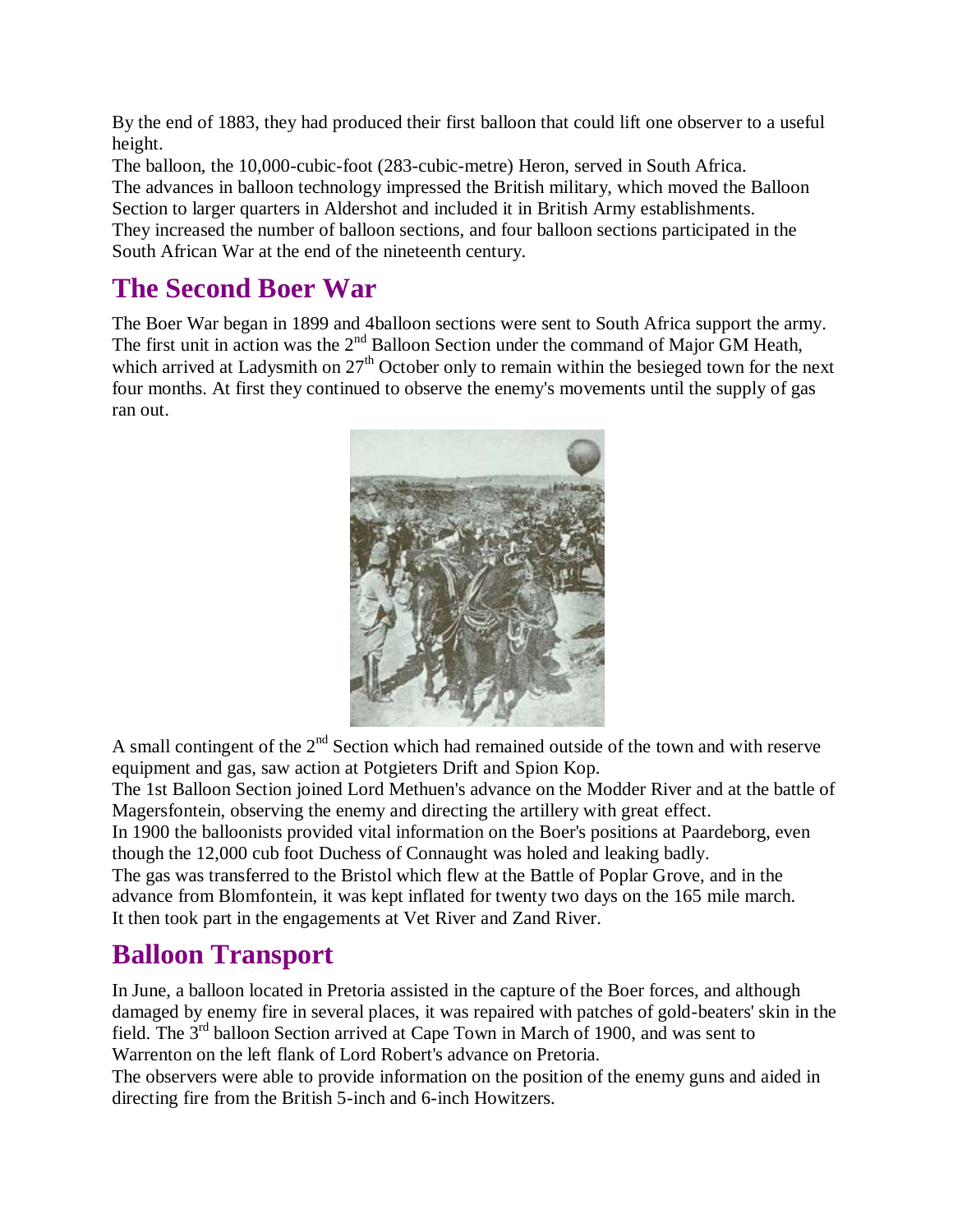By the end of 1883, they had produced their first balloon that could lift one observer to a useful height.

The balloon, the 10,000-cubic-foot (283-cubic-metre) Heron, served in South Africa.

The advances in balloon technology impressed the British military, which moved the Balloon Section to larger quarters in Aldershot and included it in British Army establishments.

They increased the number of balloon sections, and four balloon sections participated in the South African War at the end of the nineteenth century.

## The Second Boer War

The Boer War began in 1899 and 4balloon sections were sent to South Africa support the army. The first unit in action was the 2nd Balloon Section under the command of Major GM Heath, which arrived at Ladysmith on 27th October only to remain within the besieged town for the next four months. At first they continued to observe the enemy's movements until the supply of gas ran out.

A small contingent of the 2nd Section which had remained outside of the town and with reserve equipment and gas, saw action at Potgieters Drift and Spion Kop.

The 1st Balloon Section joined Lord Methuen's advance on the Modder River and at the battle of Magersfontein, observing the enemy and directing the artillery with great effect.

In 1900 the balloonists provided vital information on the Boer's positions at Paardeborg, even though the 12,000 cub foot Duchess of Connaught was holed and leaking badly.

The gas was transferred to the Bristol which flew at the Battle of Poplar Grove, and in the advance from Blomfontein, it was kept inflated for twenty two days on the 165 mile march.

It then took part in the engagements at Vet River and Zand River.

## Balloon Transport

In June, a balloon located in Pretoria assisted in the capture of the Boer forces, and although damaged by enemy fire in several places, it was repaired with patches of gold-beaters' skin in the field. The 3rd balloon Section arrived at Cape Town in March of 1900, and was sent to Warrenton on the left flank of Lord Robert's advance on Pretoria.

The observers were able to provide information on the position of the enemy guns and aided in directing fire from the British 5-inch and 6-inch Howitzers.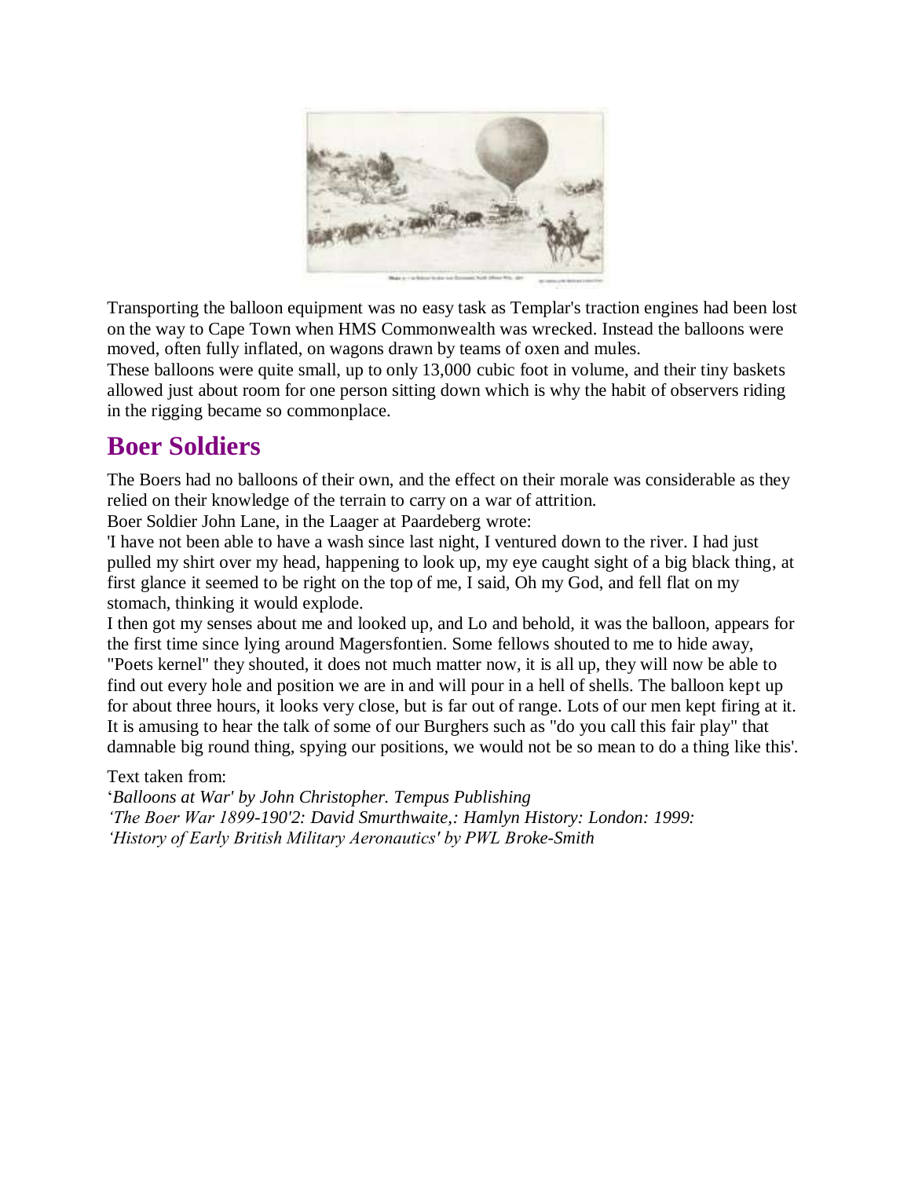Transporting the balloon equipment was no easy task as Templar's traction engines had been lost on the way to Cape Town when HMS Commonwealth was wrecked. Instead the balloons were moved, often fully inflated, on wagons drawn by teams of oxen and mules.
These balloons were quite small, up to only 13,000 cubic foot in volume, and their tiny baskets allowed just about room for one person sitting down which is why the habit of observers riding in the rigging became so commonplace.

## Boer Soldiers

The Boers had no balloons of their own, and the effect on their morale was considerable as they relied on their knowledge of the terrain to carry on a war of attrition.
Boer Soldier John Lane, in the Laager at Paardeberg wrote:
'I have not been able to have a wash since last night, I ventured down to the river. I had just pulled my shirt over my head, happening to look up, my eye caught sight of a big black thing, at first glance it seemed to be right on the top of me, I said, Oh my God, and fell flat on my stomach, thinking it would explode.
I then got my senses about me and looked up, and Lo and behold, it was the balloon, appears for the first time since lying around Magersfontien. Some fellows shouted to me to hide away, "Poets kernel" they shouted, it does not much matter now, it is all up, they will now be able to find out every hole and position we are in and will pour in a hell of shells. The balloon kept up for about three hours, it looks very close, but is far out of range. Lots of our men kept firing at it. It is amusing to hear the talk of some of our Burghers such as "do you call this fair play" that damnable big round thing, spying our positions, we would not be so mean to do a thing like this'.

Text taken from:
'*Balloons at War' by John Christopher. Tempus Publishing*
*'The Boer War 1899-190'2: David Smurthwaite,: Hamlyn History: London: 1999:*
*'History of Early British Military Aeronautics' by PWL Broke-Smith*